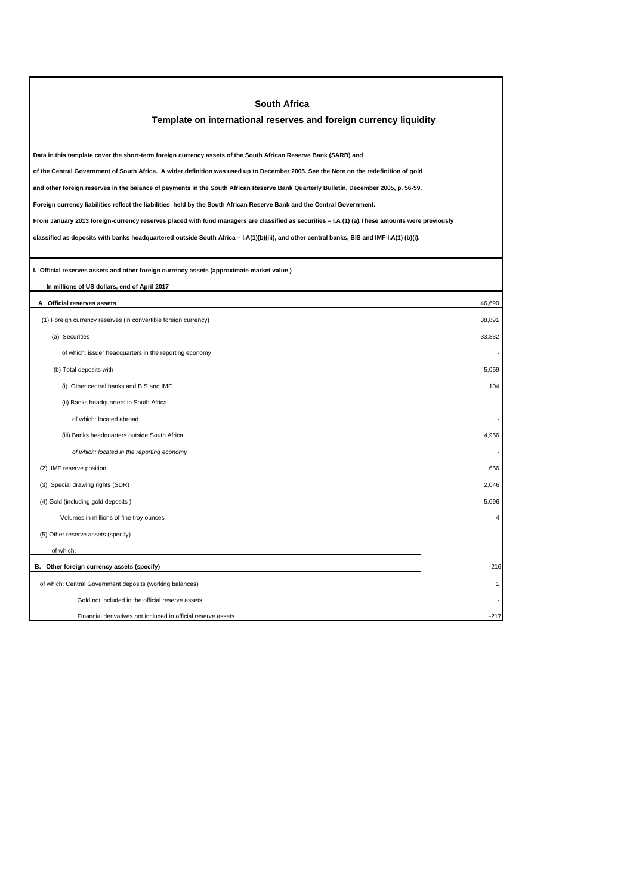# South Africa

## Template on international reserves and foreign currency liquidity

**Data in this template cover the short-term foreign currency assets of the South African Reserve Bank (SARB) and**

**of the Central Government of South Africa. A wider definition was used up to December 2005. See the Note on the redefinition of gold**

**and other foreign reserves in the balance of payments in the South African Reserve Bank Quarterly Bulletin, December 2005, p. 56-59.**

**Foreign currency liabilities reflect the liabilities held by the South African Reserve Bank and the Central Government.**

**From January 2013 foreign-currency reserves placed with fund managers are classified as securities – I.A (1) (a).These amounts were previously**

**classified as deposits with banks headquartered outside South Africa – I.A(1)(b)(iii), and other central banks, BIS and IMF-I.A(1) (b)(i).**

**I. Official reserves assets and other foreign currency assets (approximate market value )**

**In millions of US dollars, end of April 2017**

| | |
|---|---|
| **A Official reserves assets** | 46,690 |
| (1) Foreign currency reserves (in convertible foreign currency) | 38,891 |
| (a) Securities | 33,832 |
| of which: issuer headquarters in the reporting economy | - |
| (b) Total deposits with | 5,059 |
| (i) Other central banks and BIS and IMF | 104 |
| (ii) Banks headquarters in South Africa | - |
| of which: located abroad | - |
| (iii) Banks headquarters outside South Africa | 4,956 |
| *of which: located in the reporting economy* | - |
| (2) IMF reserve position | 656 |
| (3) Special drawing rights (SDR) | 2,046 |
| (4) Gold (including gold deposits ) | 5,096 |
| Volumes in millions of fine troy ounces | 4 |
| (5) Other reserve assets (specify) | - |
| of which: | - |
| **B. Other foreign currency assets (specify)** | -216 |
| of which: Central Government deposits (working balances) | 1 |
| Gold not included in the official reserve assets | - |
| Financial derivatives not included in official reserve assets | -217 |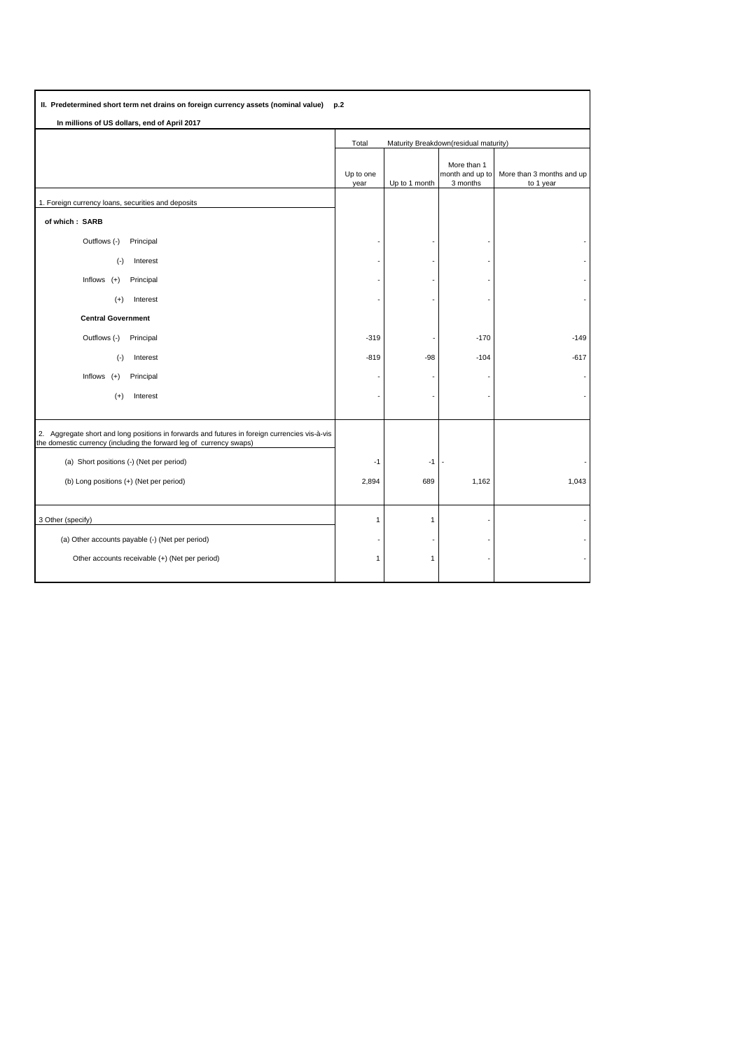**II. Predetermined short term net drains on foreign currency assets (nominal value) p.2**

**In millions of US dollars, end of April 2017**

| | Total | Maturity Breakdown(residual maturity) | | |
|---|---|---|---|---|
| | Up to one year | Up to 1 month | More than 1 month and up to 3 months | More than 3 months and up to 1 year |
| 1. Foreign currency loans, securities and deposits | | | | |
| **of which : SARB** | | | | |
| Outflows (-) Principal | - | - | - | - |
| (-) Interest | - | - | - | - |
| Inflows (+) Principal | - | - | - | - |
| (+) Interest | - | - | - | - |
| **Central Government** | | | | |
| Outflows (-) Principal | -319 | - | -170 | -149 |
| (-) Interest | -819 | -98 | -104 | -617 |
| Inflows (+) Principal | - | - | - | - |
| (+) Interest | - | - | - | - |
| 2. Aggregate short and long positions in forwards and futures in foreign currencies vis-à-vis the domestic currency (including the forward leg of currency swaps) | | | | |
| (a) Short positions (-) (Net per period) | -1 | -1 | - | - |
| (b) Long positions (+) (Net per period) | 2,894 | 689 | 1,162 | 1,043 |
| 3 Other (specify) | 1 | 1 | - | - |
| (a) Other accounts payable (-) (Net per period) | - | - | - | - |
| Other accounts receivable (+) (Net per period) | 1 | 1 | - | - |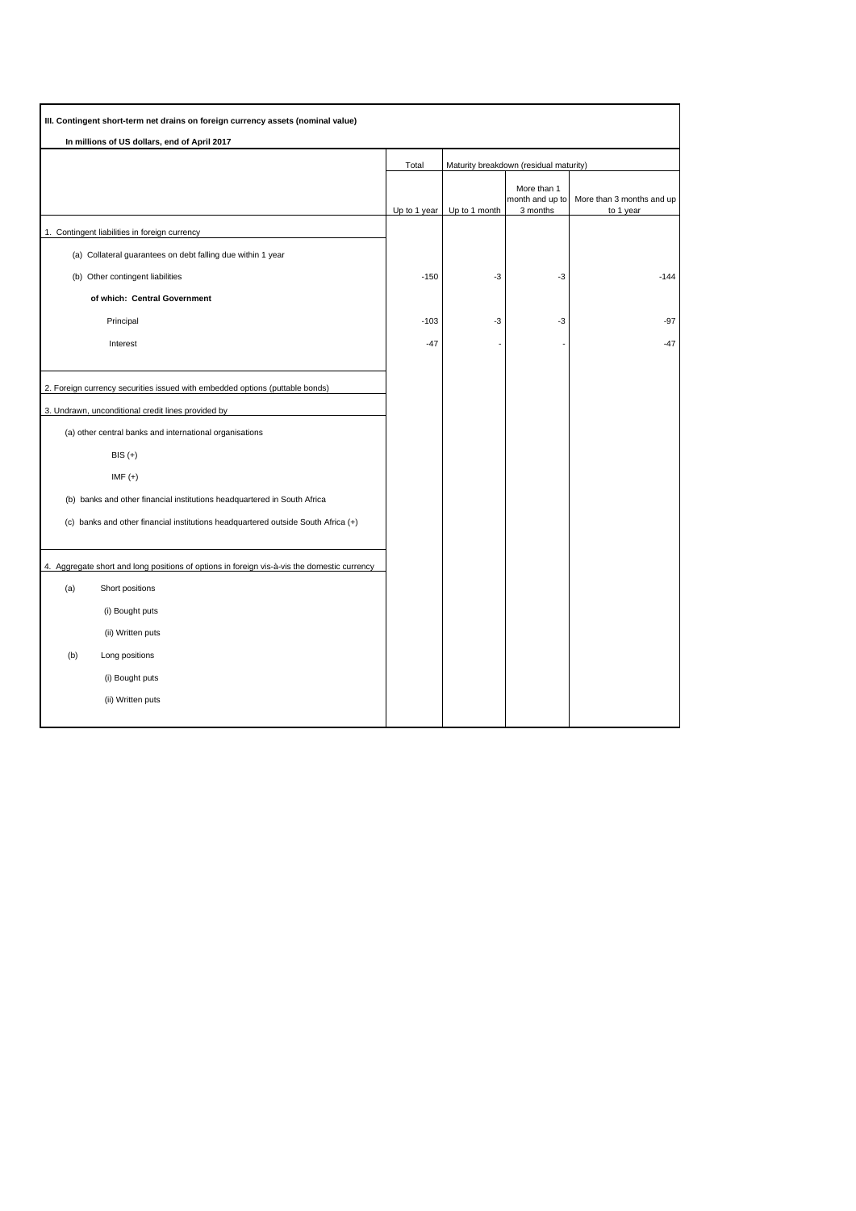**III. Contingent short-term net drains on foreign currency assets (nominal value)**

**In millions of US dollars, end of April 2017**

| | Total | Maturity breakdown (residual maturity) | | |
|---|---|---|---|---|
| | Up to 1 year | Up to 1 month | More than 1 month and up to 3 months | More than 3 months and up to 1 year |
| 1. Contingent liabilities in foreign currency | | | | |
| (a) Collateral guarantees on debt falling due within 1 year | | | | |
| (b) Other contingent liabilities | -150 | -3 | -3 | -144 |
| **of which: Central Government** | | | | |
| Principal | -103 | -3 | -3 | -97 |
| Interest | -47 | - | - | -47 |
| 2. Foreign currency securities issued with embedded options (puttable bonds) | | | | |
| 3. Undrawn, unconditional credit lines provided by | | | | |
| (a) other central banks and international organisations | | | | |
| BIS (+) | | | | |
| IMF (+) | | | | |
| (b) banks and other financial institutions headquartered in South Africa | | | | |
| (c) banks and other financial institutions headquartered outside South Africa (+) | | | | |
| 4. Aggregate short and long positions of options in foreign vis-à-vis the domestic currency | | | | |
| (a) Short positions | | | | |
| (i) Bought puts | | | | |
| (ii) Written puts | | | | |
| (b) Long positions | | | | |
| (i) Bought puts | | | | |
| (ii) Written puts | | | | |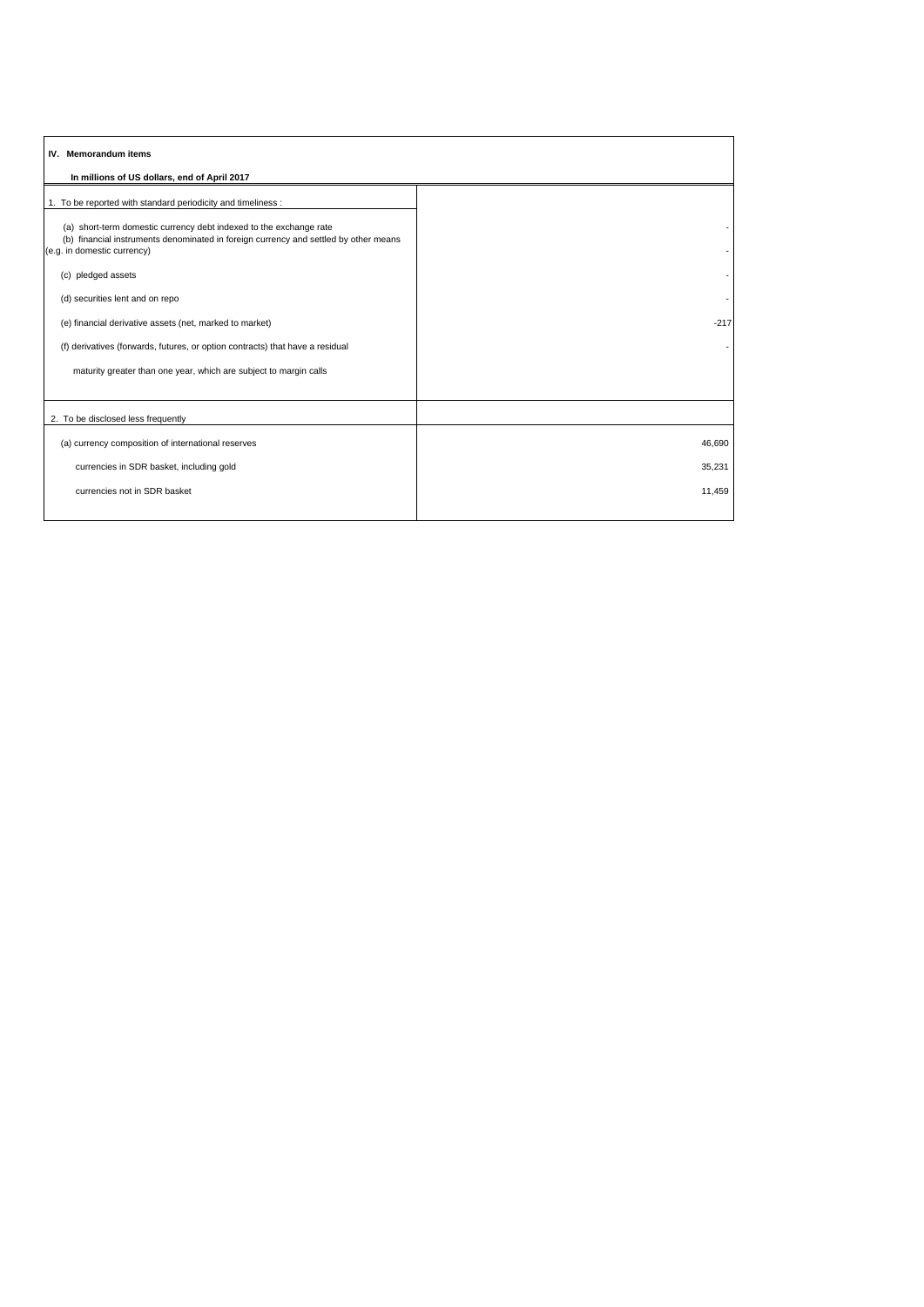| IV. Memorandum items | |
|---|---|
| **In millions of US dollars, end of April 2017** | |
| 1. To be reported with standard periodicity and timeliness : | |
| (a) short-term domestic currency debt indexed to the exchange rate | - |
| (b) financial instruments denominated in foreign currency and settled by other means (e.g. in domestic currency) | - |
| (c) pledged assets | - |
| (d) securities lent and on repo | - |
| (e) financial derivative assets (net, marked to market) | -217 |
| (f) derivatives (forwards, futures, or option contracts) that have a residual | - |
| maturity greater than one year, which are subject to margin calls | |
| 2. To be disclosed less frequently | |
| (a) currency composition of international reserves | 46,690 |
| currencies in SDR basket, including gold | 35,231 |
| currencies not in SDR basket | 11,459 |